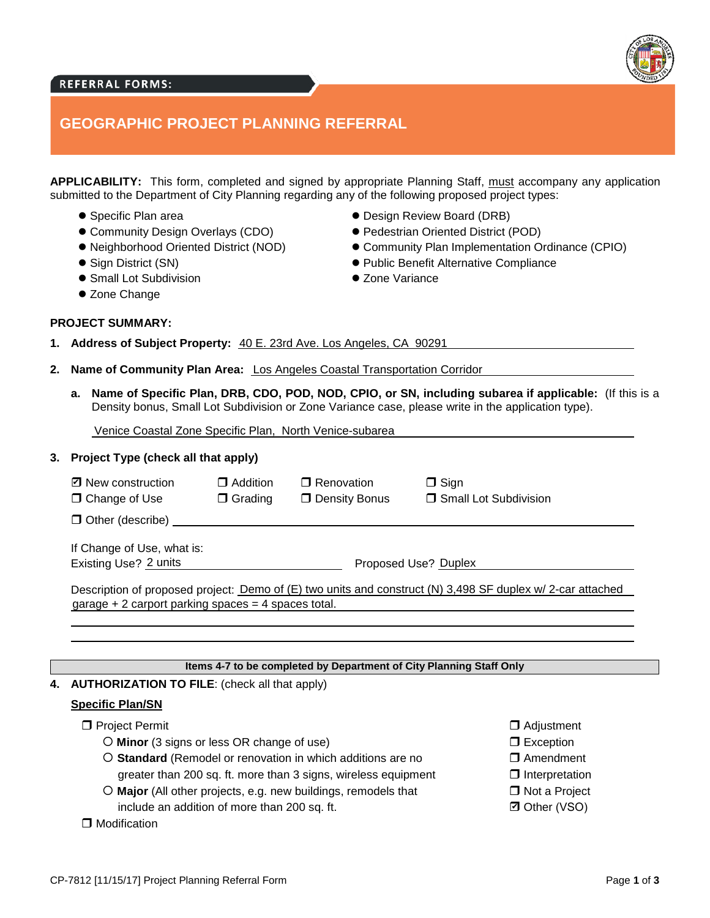REFERRAL FORMS:

# GEOGRAPHIC PROJECT PLANNING REFERRAL

**APPLICABILITY:** This form, completed and signed by appropriate Planning Staff, must accompany any application submitted to the Department of City Planning regarding any of the following proposed project types:

- Specific Plan area
- Community Design Overlays (CDO)
- Neighborhood Oriented District (NOD)
- Sign District (SN)
- Small Lot Subdivision
- Zone Change
- Design Review Board (DRB)
- Pedestrian Oriented District (POD)
- Community Plan Implementation Ordinance (CPIO)
- Public Benefit Alternative Compliance
- Zone Variance

**PROJECT SUMMARY:**

1. **Address of Subject Property:** 40 E. 23rd Ave. Los Angeles, CA 90291

2. **Name of Community Plan Area:** Los Angeles Coastal Transportation Corridor

   a. **Name of Specific Plan, DRB, CDO, POD, NOD, CPIO, or SN, including subarea if applicable:** (If this is a Density bonus, Small Lot Subdivision or Zone Variance case, please write in the application type).

   Venice Coastal Zone Specific Plan, North Venice-subarea

3. **Project Type (check all that apply)**

   - ☑ New construction
   - ☐ Addition
   - ☐ Renovation
   - ☐ Sign
   - ☐ Change of Use
   - ☐ Grading
   - ☐ Density Bonus
   - ☐ Small Lot Subdivision
   - ☐ Other (describe) ____________

   If Change of Use, what is:
   Existing Use? 2 units  Proposed Use? Duplex

   Description of proposed project: Demo of (E) two units and construct (N) 3,498 SF duplex w/ 2-car attached garage + 2 carport parking spaces = 4 spaces total.

**Items 4-7 to be completed by Department of City Planning Staff Only**

4. **AUTHORIZATION TO FILE**: (check all that apply)

   **Specific Plan/SN**

   - ☐ Project Permit
     - ○ **Minor** (3 signs or less OR change of use)
     - ○ **Standard** (Remodel or renovation in which additions are no greater than 200 sq. ft. more than 3 signs, wireless equipment
     - ○ **Major** (All other projects, e.g. new buildings, remodels that include an addition of more than 200 sq. ft.
   - ☐ Modification
   - ☐ Adjustment
   - ☐ Exception
   - ☐ Amendment
   - ☐ Interpretation
   - ☐ Not a Project
   - ☑ Other (VSO)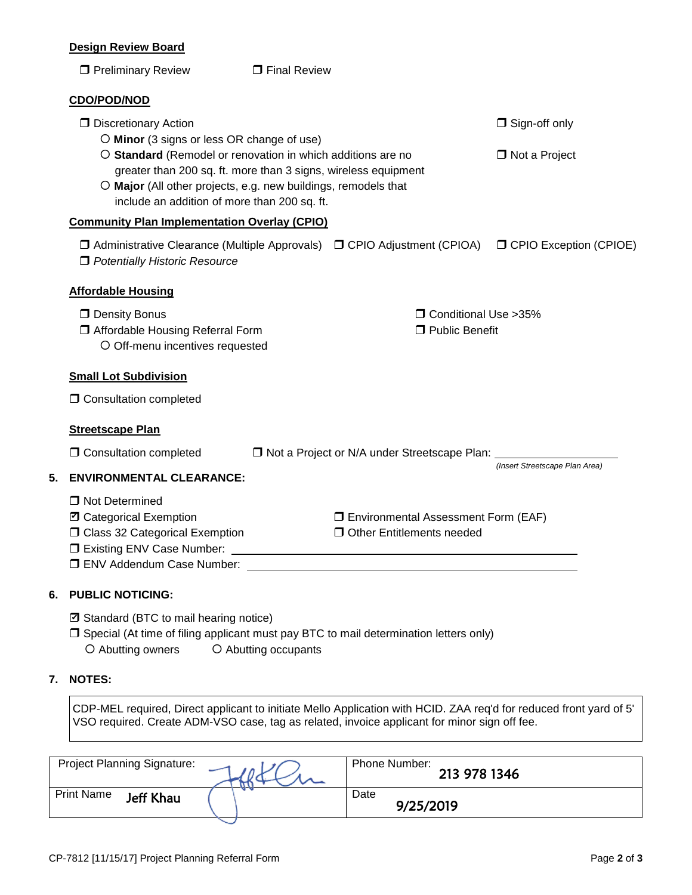**Design Review Board**

- ☐ Preliminary Review
- ☐ Final Review

**CDO/POD/NOD**

- ☐ Discretionary Action
  - ○ **Minor** (3 signs or less OR change of use)
  - ○ **Standard** (Remodel or renovation in which additions are no greater than 200 sq. ft. more than 3 signs, wireless equipment
  - ○ **Major** (All other projects, e.g. new buildings, remodels that include an addition of more than 200 sq. ft.
- ☐ Sign-off only
- ☐ Not a Project

**Community Plan Implementation Overlay (CPIO)**

- ☐ Administrative Clearance (Multiple Approvals)
- ☐ CPIO Adjustment (CPIOA)
- ☐ CPIO Exception (CPIOE)
- ☐ *Potentially Historic Resource*

**Affordable Housing**

- ☐ Density Bonus
- ☐ Affordable Housing Referral Form
  - ○ Off-menu incentives requested
- ☐ Conditional Use >35%
- ☐ Public Benefit

**Small Lot Subdivision**

- ☐ Consultation completed

**Streetscape Plan**

- ☐ Consultation completed
- ☐ Not a Project or N/A under Streetscape Plan: ____________________ *(Insert Streetscape Plan Area)*

## 5. ENVIRONMENTAL CLEARANCE:

- ☐ Not Determined
- ☑ Categorical Exemption
- ☐ Class 32 Categorical Exemption
- ☐ Environmental Assessment Form (EAF)
- ☐ Other Entitlements needed
- ☐ Existing ENV Case Number: ____________________
- ☐ ENV Addendum Case Number: ____________________

## 6. PUBLIC NOTICING:

- ☑ Standard (BTC to mail hearing notice)
- ☐ Special (At time of filing applicant must pay BTC to mail determination letters only)
  - ○ Abutting owners
  - ○ Abutting occupants

## 7. NOTES:

CDP-MEL required, Direct applicant to initiate Mello Application with HCID. ZAA req'd for reduced front yard of 5'
VSO required. Create ADM-VSO case, tag as related, invoice applicant for minor sign off fee.

| Project Planning Signature: [signature] | Phone Number: 213 978 1346 |
|---|---|
| Print Name Jeff Khau | Date 9/25/2019 |

CP-7812 [11/15/17] Project Planning Referral Form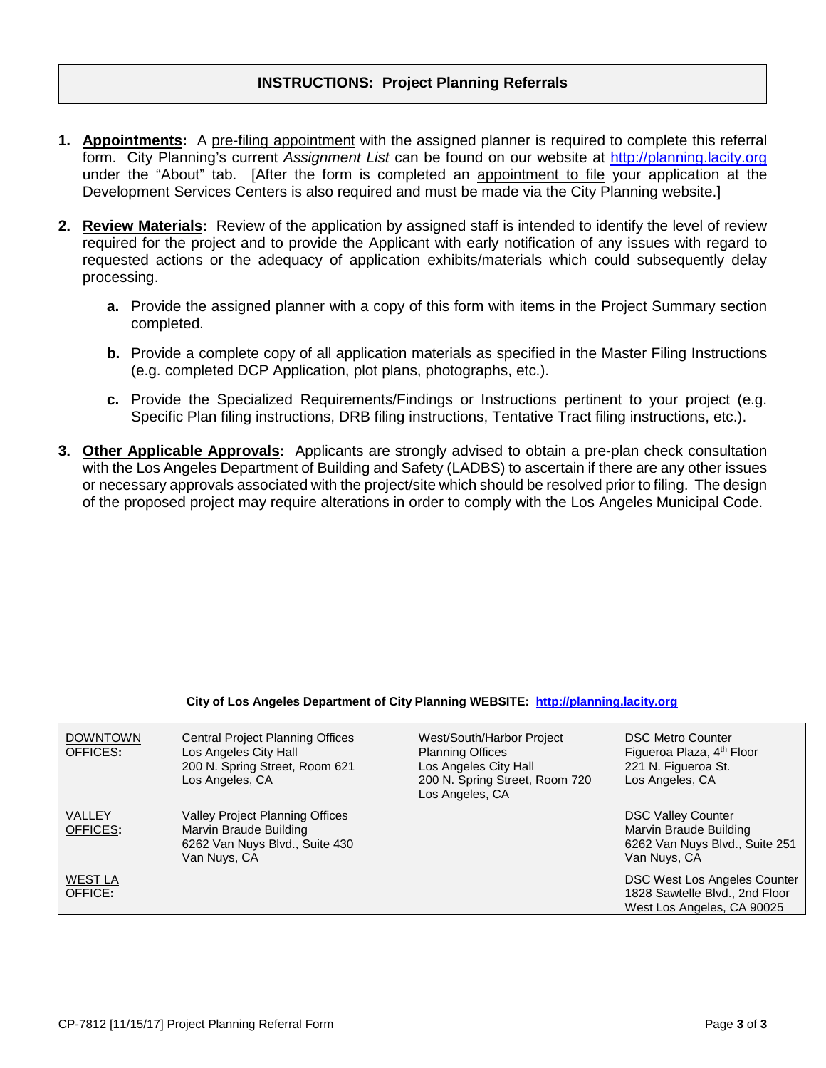## INSTRUCTIONS: Project Planning Referrals

1. **Appointments:** A pre-filing appointment with the assigned planner is required to complete this referral form. City Planning's current *Assignment List* can be found on our website at http://planning.lacity.org under the "About" tab. [After the form is completed an appointment to file your application at the Development Services Centers is also required and must be made via the City Planning website.]

2. **Review Materials:** Review of the application by assigned staff is intended to identify the level of review required for the project and to provide the Applicant with early notification of any issues with regard to requested actions or the adequacy of application exhibits/materials which could subsequently delay processing.

   **a.** Provide the assigned planner with a copy of this form with items in the Project Summary section completed.

   **b.** Provide a complete copy of all application materials as specified in the Master Filing Instructions (e.g. completed DCP Application, plot plans, photographs, etc.).

   **c.** Provide the Specialized Requirements/Findings or Instructions pertinent to your project (e.g. Specific Plan filing instructions, DRB filing instructions, Tentative Tract filing instructions, etc.).

3. **Other Applicable Approvals:** Applicants are strongly advised to obtain a pre-plan check consultation with the Los Angeles Department of Building and Safety (LADBS) to ascertain if there are any other issues or necessary approvals associated with the project/site which should be resolved prior to filing. The design of the proposed project may require alterations in order to comply with the Los Angeles Municipal Code.

**City of Los Angeles Department of City Planning WEBSITE: http://planning.lacity.org**

| | | | |
|---|---|---|---|
| DOWNTOWN OFFICES: | Central Project Planning Offices<br>Los Angeles City Hall<br>200 N. Spring Street, Room 621<br>Los Angeles, CA | West/South/Harbor Project Planning Offices<br>Los Angeles City Hall<br>200 N. Spring Street, Room 720<br>Los Angeles, CA | DSC Metro Counter<br>Figueroa Plaza, 4th Floor<br>221 N. Figueroa St.<br>Los Angeles, CA |
| VALLEY OFFICES: | Valley Project Planning Offices<br>Marvin Braude Building<br>6262 Van Nuys Blvd., Suite 430<br>Van Nuys, CA | | DSC Valley Counter<br>Marvin Braude Building<br>6262 Van Nuys Blvd., Suite 251<br>Van Nuys, CA |
| WEST LA OFFICE: | | | DSC West Los Angeles Counter<br>1828 Sawtelle Blvd., 2nd Floor<br>West Los Angeles, CA 90025 |

CP-7812 [11/15/17] Project Planning Referral Form